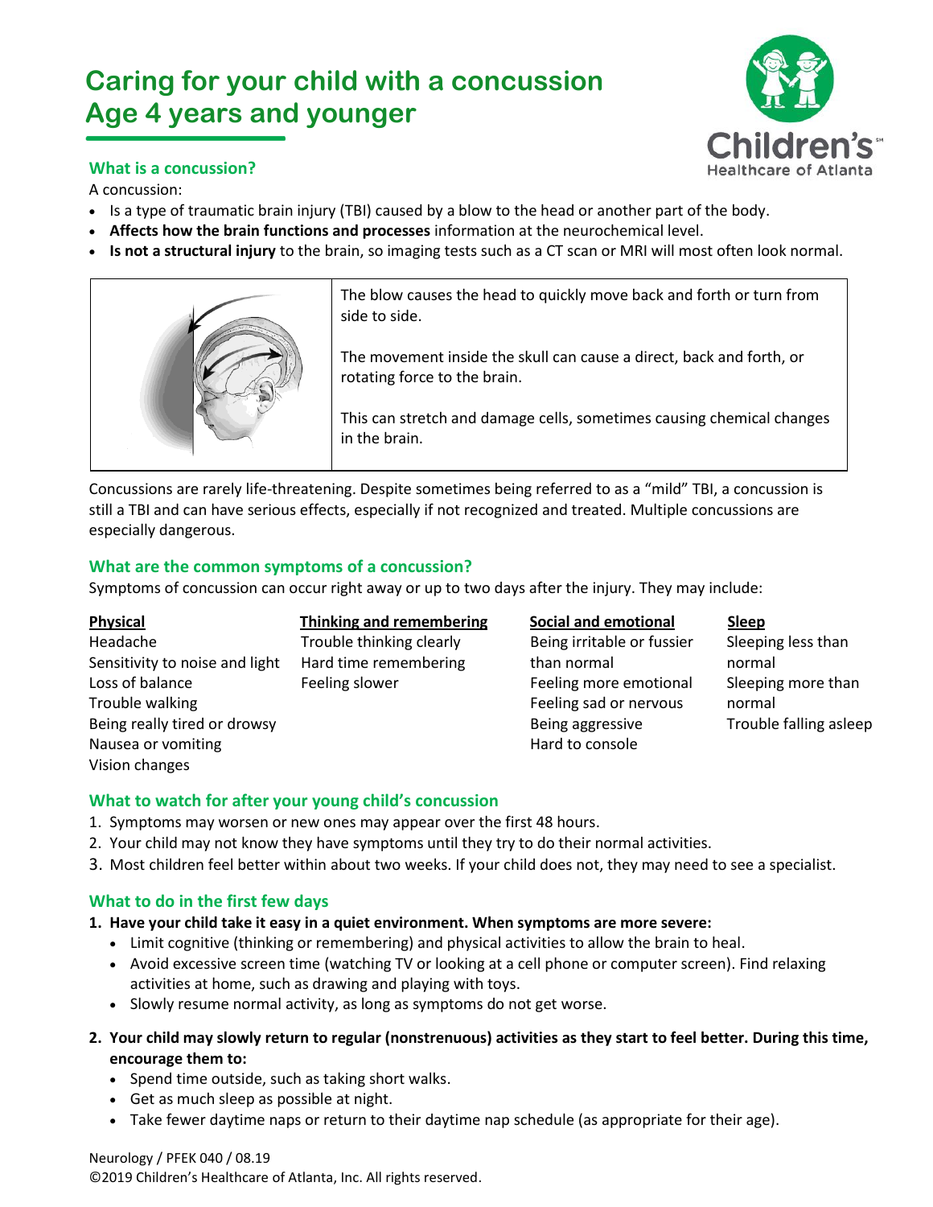# Caring for your child with a concussion
# Age 4 years and younger

## What is a concussion?

A concussion:

- Is a type of traumatic brain injury (TBI) caused by a blow to the head or another part of the body.
- **Affects how the brain functions and processes** information at the neurochemical level.
- **Is not a structural injury** to the brain, so imaging tests such as a CT scan or MRI will most often look normal.

The blow causes the head to quickly move back and forth or turn from side to side.

The movement inside the skull can cause a direct, back and forth, or rotating force to the brain.

This can stretch and damage cells, sometimes causing chemical changes in the brain.

Concussions are rarely life-threatening. Despite sometimes being referred to as a "mild" TBI, a concussion is still a TBI and can have serious effects, especially if not recognized and treated. Multiple concussions are especially dangerous.

## What are the common symptoms of a concussion?

Symptoms of concussion can occur right away or up to two days after the injury. They may include:

**Physical**
- Headache
- Sensitivity to noise and light
- Loss of balance
- Trouble walking
- Being really tired or drowsy
- Nausea or vomiting
- Vision changes

**Thinking and remembering**
- Trouble thinking clearly
- Hard time remembering
- Feeling slower

**Social and emotional**
- Being irritable or fussier than normal
- Feeling more emotional
- Feeling sad or nervous
- Being aggressive
- Hard to console

**Sleep**
- Sleeping less than normal
- Sleeping more than normal
- Trouble falling asleep

## What to watch for after your young child's concussion

1. Symptoms may worsen or new ones may appear over the first 48 hours.
2. Your child may not know they have symptoms until they try to do their normal activities.
3. Most children feel better within about two weeks. If your child does not, they may need to see a specialist.

## What to do in the first few days

1. **Have your child take it easy in a quiet environment. When symptoms are more severe:**
   - Limit cognitive (thinking or remembering) and physical activities to allow the brain to heal.
   - Avoid excessive screen time (watching TV or looking at a cell phone or computer screen). Find relaxing activities at home, such as drawing and playing with toys.
   - Slowly resume normal activity, as long as symptoms do not get worse.
2. **Your child may slowly return to regular (nonstrenuous) activities as they start to feel better. During this time, encourage them to:**
   - Spend time outside, such as taking short walks.
   - Get as much sleep as possible at night.
   - Take fewer daytime naps or return to their daytime nap schedule (as appropriate for their age).

Neurology / PFEK 040 / 08.19
©2019 Children's Healthcare of Atlanta, Inc. All rights reserved.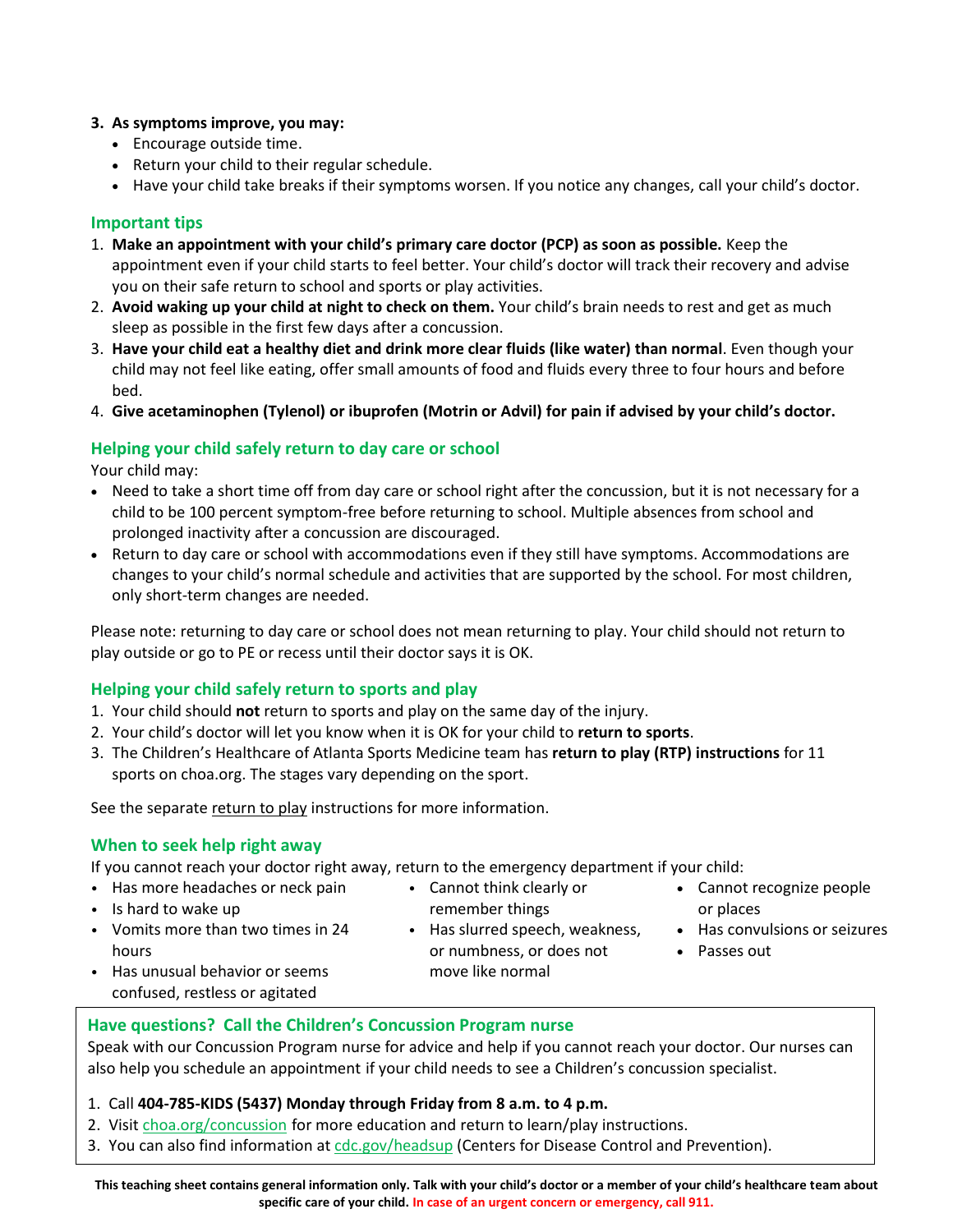**3. As symptoms improve, you may:**

- Encourage outside time.
- Return your child to their regular schedule.
- Have your child take breaks if their symptoms worsen. If you notice any changes, call your child's doctor.

## Important tips

1. **Make an appointment with your child's primary care doctor (PCP) as soon as possible.** Keep the appointment even if your child starts to feel better. Your child's doctor will track their recovery and advise you on their safe return to school and sports or play activities.
2. **Avoid waking up your child at night to check on them.** Your child's brain needs to rest and get as much sleep as possible in the first few days after a concussion.
3. **Have your child eat a healthy diet and drink more clear fluids (like water) than normal**. Even though your child may not feel like eating, offer small amounts of food and fluids every three to four hours and before bed.
4. **Give acetaminophen (Tylenol) or ibuprofen (Motrin or Advil) for pain if advised by your child's doctor.**

## Helping your child safely return to day care or school

Your child may:

- Need to take a short time off from day care or school right after the concussion, but it is not necessary for a child to be 100 percent symptom-free before returning to school. Multiple absences from school and prolonged inactivity after a concussion are discouraged.
- Return to day care or school with accommodations even if they still have symptoms. Accommodations are changes to your child's normal schedule and activities that are supported by the school. For most children, only short-term changes are needed.

Please note: returning to day care or school does not mean returning to play. Your child should not return to play outside or go to PE or recess until their doctor says it is OK.

## Helping your child safely return to sports and play

1. Your child should **not** return to sports and play on the same day of the injury.
2. Your child's doctor will let you know when it is OK for your child to **return to sports**.
3. The Children's Healthcare of Atlanta Sports Medicine team has **return to play (RTP) instructions** for 11 sports on choa.org. The stages vary depending on the sport.

See the separate return to play instructions for more information.

## When to seek help right away

If you cannot reach your doctor right away, return to the emergency department if your child:

- Has more headaches or neck pain
- Is hard to wake up
- Vomits more than two times in 24 hours
- Has unusual behavior or seems confused, restless or agitated
- Cannot think clearly or remember things
- Has slurred speech, weakness, or numbness, or does not move like normal
- Cannot recognize people or places
- Has convulsions or seizures
- Passes out

## Have questions? Call the Children's Concussion Program nurse

Speak with our Concussion Program nurse for advice and help if you cannot reach your doctor. Our nurses can also help you schedule an appointment if your child needs to see a Children's concussion specialist.

1. Call **404-785-KIDS (5437) Monday through Friday from 8 a.m. to 4 p.m.**
2. Visit choa.org/concussion for more education and return to learn/play instructions.
3. You can also find information at cdc.gov/headsup (Centers for Disease Control and Prevention).

**This teaching sheet contains general information only. Talk with your child's doctor or a member of your child's healthcare team about specific care of your child. In case of an urgent concern or emergency, call 911.**